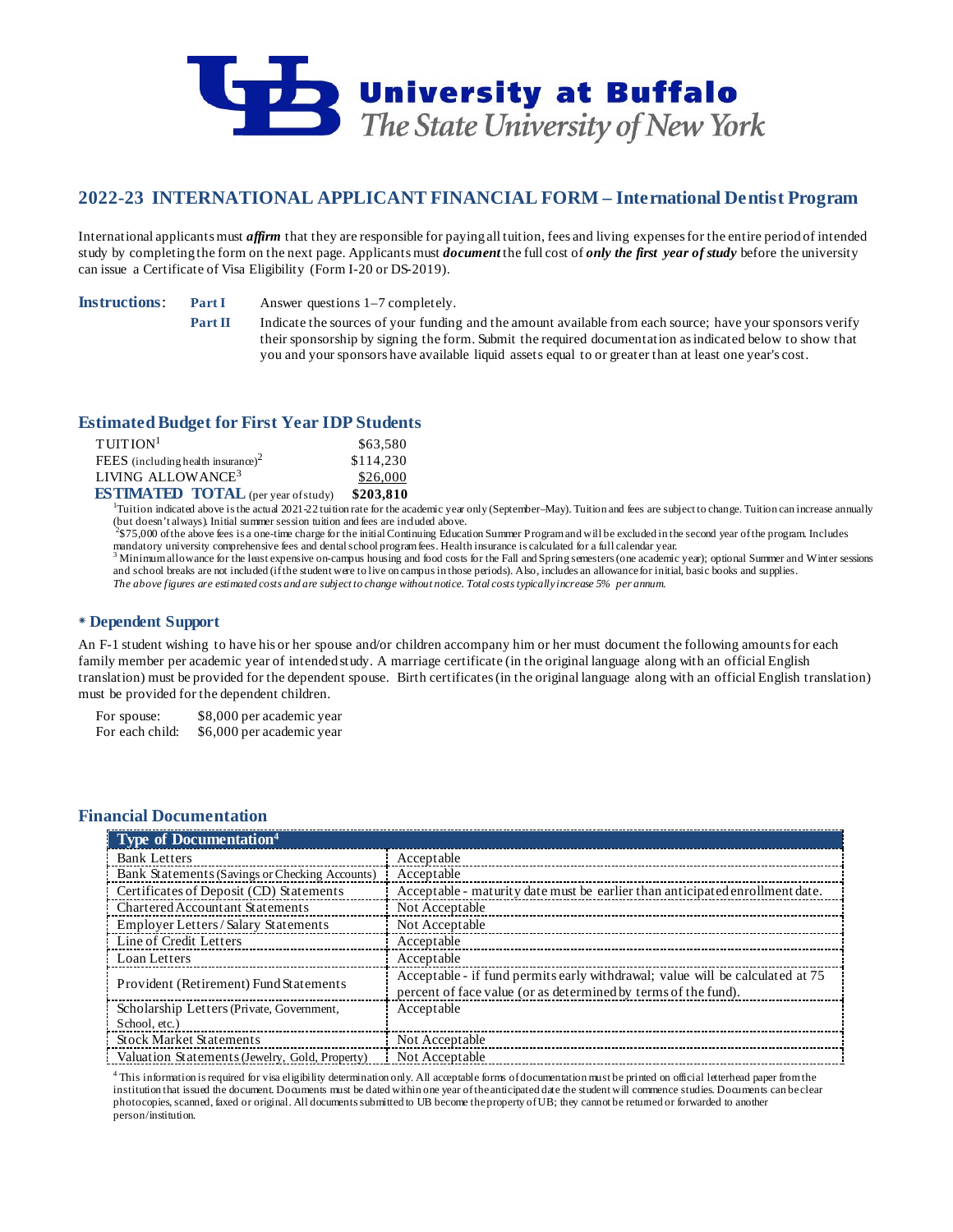University at Buffalo
*The State University of New York*

## 2022-23 INTERNATIONAL APPLICANT FINANCIAL FORM – International Dentist Program

International applicants must ***affirm*** that they are responsible for paying all tuition, fees and living expenses for the entire period of intended study by completing the form on the next page. Applicants must ***document*** the full cost of ***only the first year of study*** before the university can issue a Certificate of Visa Eligibility (Form I-20 or DS-2019).

**Instructions**:

**Part I** Answer questions 1–7 completely.

**Part II** Indicate the sources of your funding and the amount available from each source; have your sponsors verify their sponsorship by signing the form. Submit the required documentation as indicated below to show that you and your sponsors have available liquid assets equal to or greater than at least one year's cost.

### Estimated Budget for First Year IDP Students

| | |
|---|---|
| TUITION[1] | $63,580 |
| FEES (including health insurance)[2] | $114,230 |
| LIVING ALLOWANCE[3] | $26,000 |
| **ESTIMATED TOTAL** (per year of study) | **$203,810** |

[1]Tuition indicated above is the actual 2021-22 tuition rate for the academic year only (September–May). Tuition and fees are subject to change. Tuition can increase annually (but doesn't always). Initial summer session tuition and fees are included above.
[2]$75,000 of the above fees is a one-time charge for the initial Continuing Education Summer Program and will be excluded in the second year of the program. Includes mandatory university comprehensive fees and dental school program fees. Health insurance is calculated for a full calendar year.
[3] Minimum allowance for the least expensive on-campus housing and food costs for the Fall and Spring semesters (one academic year); optional Summer and Winter sessions and school breaks are not included (if the student were to live on campus in those periods). Also, includes an allowance for initial, basic books and supplies.
*The above figures are estimated costs and are subject to change without notice. Total costs typically increase 5% per annum.*

### * Dependent Support

An F-1 student wishing to have his or her spouse and/or children accompany him or her must document the following amounts for each family member per academic year of intended study. A marriage certificate (in the original language along with an official English translation) must be provided for the dependent spouse. Birth certificates (in the original language along with an official English translation) must be provided for the dependent children.

| | |
|---|---|
| For spouse: | $8,000 per academic year |
| For each child: | $6,000 per academic year |

### Financial Documentation

| Type of Documentation[4] | |
|---|---|
| Bank Letters | Acceptable |
| Bank Statements (Savings or Checking Accounts) | Acceptable |
| Certificates of Deposit (CD) Statements | Acceptable - maturity date must be earlier than anticipated enrollment date. |
| Chartered Accountant Statements | Not Acceptable |
| Employer Letters / Salary Statements | Not Acceptable |
| Line of Credit Letters | Acceptable |
| Loan Letters | Acceptable |
| Provident (Retirement) Fund Statements | Acceptable - if fund permits early withdrawal; value will be calculated at 75 percent of face value (or as determined by terms of the fund). |
| Scholarship Letters (Private, Government, School, etc.) | Acceptable |
| Stock Market Statements | Not Acceptable |
| Valuation Statements (Jewelry, Gold, Property) | Not Acceptable |

[4] This information is required for visa eligibility determination only. All acceptable forms of documentation must be printed on official letterhead paper from the institution that issued the document. Documents must be dated within one year of the anticipated date the student will commence studies. Documents can be clear photocopies, scanned, faxed or original. All documents submitted to UB become the property of UB; they cannot be returned or forwarded to another person/institution.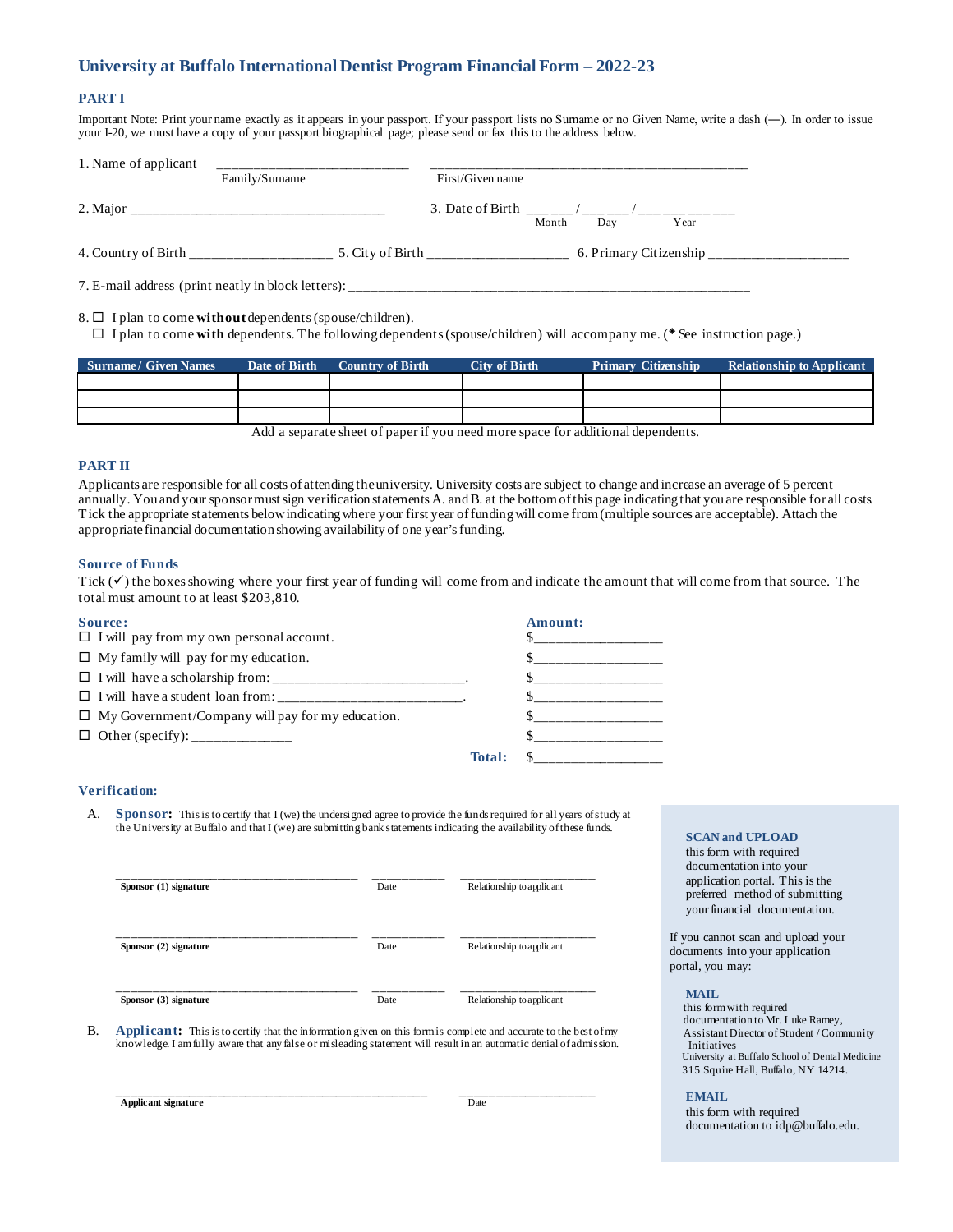# University at Buffalo International Dentist Program Financial Form – 2022-23

## PART I

Important Note: Print your name exactly as it appears in your passport. If your passport lists no Surname or no Given Name, write a dash (—). In order to issue your I-20, we must have a copy of your passport biographical page; please send or fax this to the address below.

1. Name of applicant ___________________________ _____________________________________________
   Family/Surname First/Given name

2. Major ____________________________________ 3. Date of Birth ___ ___ / ___ ___ / ___ ___ ___ ___
   Month Day Year

4. Country of Birth ____________________ 5. City of Birth ____________________ 6. Primary Citizenship ____________________

7. E-mail address (print neatly in block letters): ____________________________________________________________

8. ☐ I plan to come **without** dependents (spouse/children).
   ☐ I plan to come **with** dependents. The following dependents (spouse/children) will accompany me. (* See instruction page.)

| Surname / Given Names | Date of Birth | Country of Birth | City of Birth | Primary Citizenship | Relationship to Applicant |
|---|---|---|---|---|---|
| | | | | | |
| | | | | | |
| | | | | | |

Add a separate sheet of paper if you need more space for additional dependents.

## PART II

Applicants are responsible for all costs of attending the university. University costs are subject to change and increase an average of 5 percent annually. You and your sponsor must sign verification statements A. and B. at the bottom of this page indicating that you are responsible for all costs. Tick the appropriate statements below indicating where your first year of funding will come from (multiple sources are acceptable). Attach the appropriate financial documentation showing availability of one year's funding.

### Source of Funds

Tick (✓) the boxes showing where your first year of funding will come from and indicate the amount that will come from that source. The total must amount to at least $203,810.

| **Source:** | **Amount:** |
|---|---|
| ☐ I will pay from my own personal account. | $__________________ |
| ☐ My family will pay for my education. | $__________________ |
| ☐ I will have a scholarship from: ___________________________. | $__________________ |
| ☐ I will have a student loan from: __________________________. | $__________________ |
| ☐ My Government/Company will pay for my education. | $__________________ |
| ☐ Other (specify): ______________ | $__________________ |
| **Total:** | $__________________ |

### Verification:

A. **Sponsor:** This is to certify that I (we) the undersigned agree to provide the funds required for all years of study at the University at Buffalo and that I (we) are submitting bank statements indicating the availability of these funds.

_______________________________________ ___________ ______________________
**Sponsor (1) signature** Date Relationship to applicant

_______________________________________ ___________ ______________________
**Sponsor (2) signature** Date Relationship to applicant

_______________________________________ ___________ ______________________
**Sponsor (3) signature** Date Relationship to applicant

B. **Applicant:** This is to certify that the information given on this form is complete and accurate to the best of my knowledge. I am fully aware that any false or misleading statement will result in an automatic denial of admission.

__________________________________________________ ______________________
**Applicant signature** Date

**SCAN and UPLOAD**
this form with required documentation into your application portal. This is the preferred method of submitting your financial documentation.

If you cannot scan and upload your documents into your application portal, you may:

**MAIL**
this form with required documentation to Mr. Luke Ramey, Assistant Director of Student / Community Initiatives
University at Buffalo School of Dental Medicine
315 Squire Hall, Buffalo, NY 14214.

**EMAIL**
this form with required documentation to idp@buffalo.edu.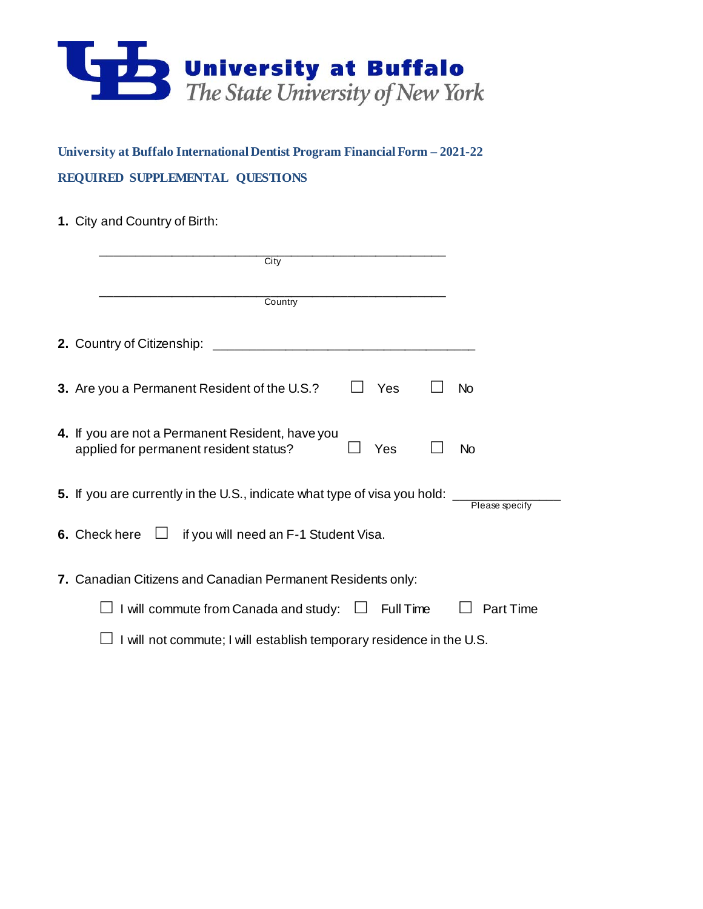**University at Buffalo**
*The State University of New York*

### University at Buffalo International Dentist Program Financial Form – 2021-22

### REQUIRED SUPPLEMENTAL QUESTIONS

**1.** City and Country of Birth:

_______________________________________________
City

_______________________________________________
Country

**2.** Country of Citizenship: ____________________________________

**3.** Are you a Permanent Resident of the U.S.? ☐ Yes ☐ No

**4.** If you are not a Permanent Resident, have you applied for permanent resident status? ☐ Yes ☐ No

**5.** If you are currently in the U.S., indicate what type of visa you hold: ______________
Please specify

**6.** Check here ☐ if you will need an F-1 Student Visa.

**7.** Canadian Citizens and Canadian Permanent Residents only:

☐ I will commute from Canada and study: ☐ Full Time ☐ Part Time

☐ I will not commute; I will establish temporary residence in the U.S.